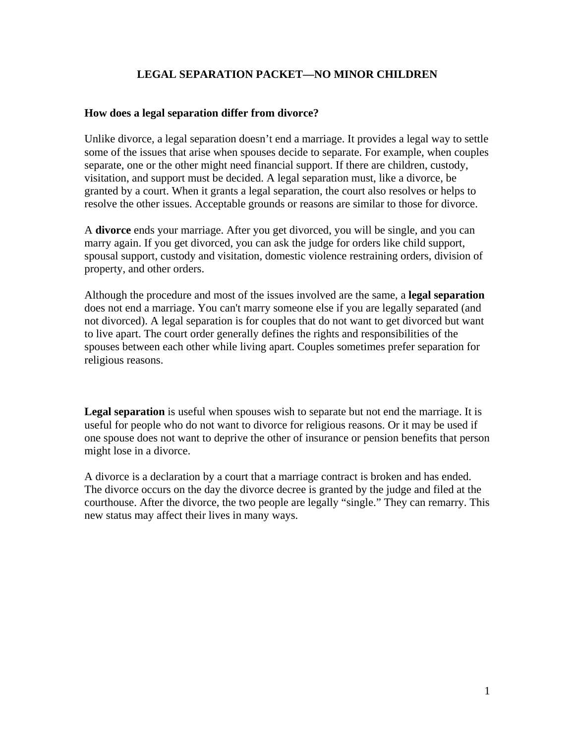# LEGAL SEPARATION PACKET—NO MINOR CHILDREN

## How does a legal separation differ from divorce?

Unlike divorce, a legal separation doesn't end a marriage. It provides a legal way to settle some of the issues that arise when spouses decide to separate. For example, when couples separate, one or the other might need financial support. If there are children, custody, visitation, and support must be decided. A legal separation must, like a divorce, be granted by a court. When it grants a legal separation, the court also resolves or helps to resolve the other issues. Acceptable grounds or reasons are similar to those for divorce.

A **divorce** ends your marriage. After you get divorced, you will be single, and you can marry again. If you get divorced, you can ask the judge for orders like child support, spousal support, custody and visitation, domestic violence restraining orders, division of property, and other orders.

Although the procedure and most of the issues involved are the same, a **legal separation** does not end a marriage. You can't marry someone else if you are legally separated (and not divorced). A legal separation is for couples that do not want to get divorced but want to live apart. The court order generally defines the rights and responsibilities of the spouses between each other while living apart. Couples sometimes prefer separation for religious reasons.

**Legal separation** is useful when spouses wish to separate but not end the marriage. It is useful for people who do not want to divorce for religious reasons. Or it may be used if one spouse does not want to deprive the other of insurance or pension benefits that person might lose in a divorce.

A divorce is a declaration by a court that a marriage contract is broken and has ended. The divorce occurs on the day the divorce decree is granted by the judge and filed at the courthouse. After the divorce, the two people are legally "single." They can remarry. This new status may affect their lives in many ways.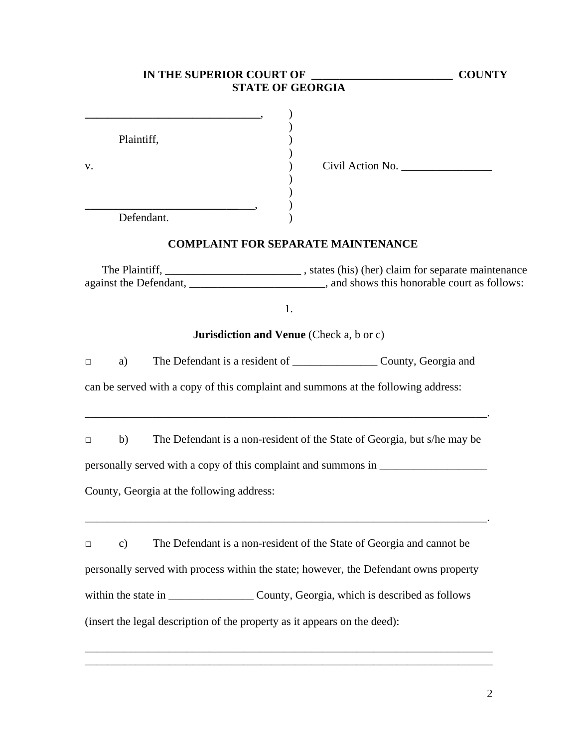**IN THE SUPERIOR COURT OF \_\_\_\_\_\_\_\_\_\_\_\_\_\_\_\_\_\_\_\_\_\_\_\_\_\_ COUNTY**
**STATE OF GEORGIA**

```
______________________________,    )
                                   )
        Plaintiff,                 )
                                   )
v.                                 )    Civil Action No. ________________
                                   )
                                   )
______________________________,    )
        Defendant.                 )
```

## COMPLAINT FOR SEPARATE MAINTENANCE

The Plaintiff, \_\_\_\_\_\_\_\_\_\_\_\_\_\_\_\_\_\_\_\_\_\_\_\_\_ , states (his) (her) claim for separate maintenance against the Defendant, \_\_\_\_\_\_\_\_\_\_\_\_\_\_\_\_\_\_\_\_\_\_\_\_\_, and shows this honorable court as follows:

1.

**Jurisdiction and Venue** (Check a, b or c)

□ a) The Defendant is a resident of \_\_\_\_\_\_\_\_\_\_\_\_\_\_\_ County, Georgia and can be served with a copy of this complaint and summons at the following address:

\_\_\_\_\_\_\_\_\_\_\_\_\_\_\_\_\_\_\_\_\_\_\_\_\_\_\_\_\_\_\_\_\_\_\_\_\_\_\_\_\_\_\_\_\_\_\_\_\_\_\_\_\_\_\_\_\_\_\_\_\_\_\_\_\_\_\_\_\_\_\_\_.

□ b) The Defendant is a non-resident of the State of Georgia, but s/he may be personally served with a copy of this complaint and summons in \_\_\_\_\_\_\_\_\_\_\_\_\_\_\_\_\_\_\_ County, Georgia at the following address:

\_\_\_\_\_\_\_\_\_\_\_\_\_\_\_\_\_\_\_\_\_\_\_\_\_\_\_\_\_\_\_\_\_\_\_\_\_\_\_\_\_\_\_\_\_\_\_\_\_\_\_\_\_\_\_\_\_\_\_\_\_\_\_\_\_\_\_\_\_\_\_\_.

□ c) The Defendant is a non-resident of the State of Georgia and cannot be personally served with process within the state; however, the Defendant owns property within the state in \_\_\_\_\_\_\_\_\_\_\_\_\_\_\_ County, Georgia, which is described as follows (insert the legal description of the property as it appears on the deed):

\_\_\_\_\_\_\_\_\_\_\_\_\_\_\_\_\_\_\_\_\_\_\_\_\_\_\_\_\_\_\_\_\_\_\_\_\_\_\_\_\_\_\_\_\_\_\_\_\_\_\_\_\_\_\_\_\_\_\_\_\_\_\_\_\_\_\_\_\_\_\_\_
\_\_\_\_\_\_\_\_\_\_\_\_\_\_\_\_\_\_\_\_\_\_\_\_\_\_\_\_\_\_\_\_\_\_\_\_\_\_\_\_\_\_\_\_\_\_\_\_\_\_\_\_\_\_\_\_\_\_\_\_\_\_\_\_\_\_\_\_\_\_\_\_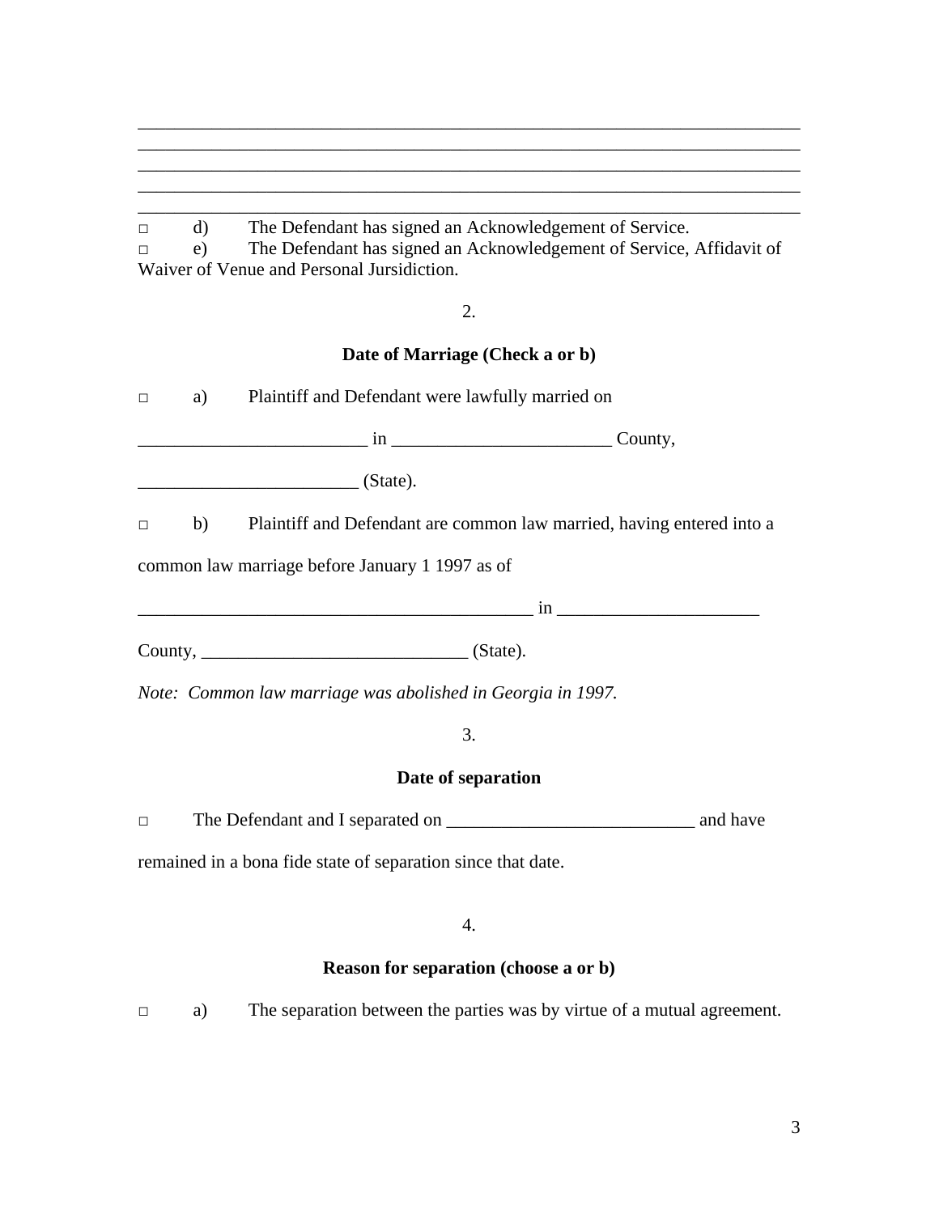\_\_\_\_\_\_\_\_\_\_\_\_\_\_\_\_\_\_\_\_\_\_\_\_\_\_\_\_\_\_\_\_\_\_\_\_\_\_\_\_\_\_\_\_\_\_\_\_\_\_\_\_\_\_\_\_\_\_\_\_\_\_\_\_\_\_\_\_
\_\_\_\_\_\_\_\_\_\_\_\_\_\_\_\_\_\_\_\_\_\_\_\_\_\_\_\_\_\_\_\_\_\_\_\_\_\_\_\_\_\_\_\_\_\_\_\_\_\_\_\_\_\_\_\_\_\_\_\_\_\_\_\_\_\_\_\_
\_\_\_\_\_\_\_\_\_\_\_\_\_\_\_\_\_\_\_\_\_\_\_\_\_\_\_\_\_\_\_\_\_\_\_\_\_\_\_\_\_\_\_\_\_\_\_\_\_\_\_\_\_\_\_\_\_\_\_\_\_\_\_\_\_\_\_\_
\_\_\_\_\_\_\_\_\_\_\_\_\_\_\_\_\_\_\_\_\_\_\_\_\_\_\_\_\_\_\_\_\_\_\_\_\_\_\_\_\_\_\_\_\_\_\_\_\_\_\_\_\_\_\_\_\_\_\_\_\_\_\_\_\_\_\_\_
\_\_\_\_\_\_\_\_\_\_\_\_\_\_\_\_\_\_\_\_\_\_\_\_\_\_\_\_\_\_\_\_\_\_\_\_\_\_\_\_\_\_\_\_\_\_\_\_\_\_\_\_\_\_\_\_\_\_\_\_\_\_\_\_\_\_\_\_

□ d) The Defendant has signed an Acknowledgement of Service.

□ e) The Defendant has signed an Acknowledgement of Service, Affidavit of Waiver of Venue and Personal Jursidiction.

2.

**Date of Marriage (Check a or b)**

□ a) Plaintiff and Defendant were lawfully married on

\_\_\_\_\_\_\_\_\_\_\_\_\_\_\_\_\_\_\_\_\_\_\_\_\_ in \_\_\_\_\_\_\_\_\_\_\_\_\_\_\_\_\_\_\_\_\_\_\_\_ County,

\_\_\_\_\_\_\_\_\_\_\_\_\_\_\_\_\_\_\_\_\_\_\_\_ (State).

□ b) Plaintiff and Defendant are common law married, having entered into a common law marriage before January 1 1997 as of

\_\_\_\_\_\_\_\_\_\_\_\_\_\_\_\_\_\_\_\_\_\_\_\_\_\_\_\_\_\_\_\_\_\_\_\_\_\_\_\_\_\_\_\_ in \_\_\_\_\_\_\_\_\_\_\_\_\_\_\_\_\_\_\_\_\_\_

County, \_\_\_\_\_\_\_\_\_\_\_\_\_\_\_\_\_\_\_\_\_\_\_\_\_\_\_\_\_ (State).

*Note: Common law marriage was abolished in Georgia in 1997.*

3.

**Date of separation**

□ The Defendant and I separated on \_\_\_\_\_\_\_\_\_\_\_\_\_\_\_\_\_\_\_\_\_\_\_\_\_\_\_ and have remained in a bona fide state of separation since that date.

4.

**Reason for separation (choose a or b)**

□ a) The separation between the parties was by virtue of a mutual agreement.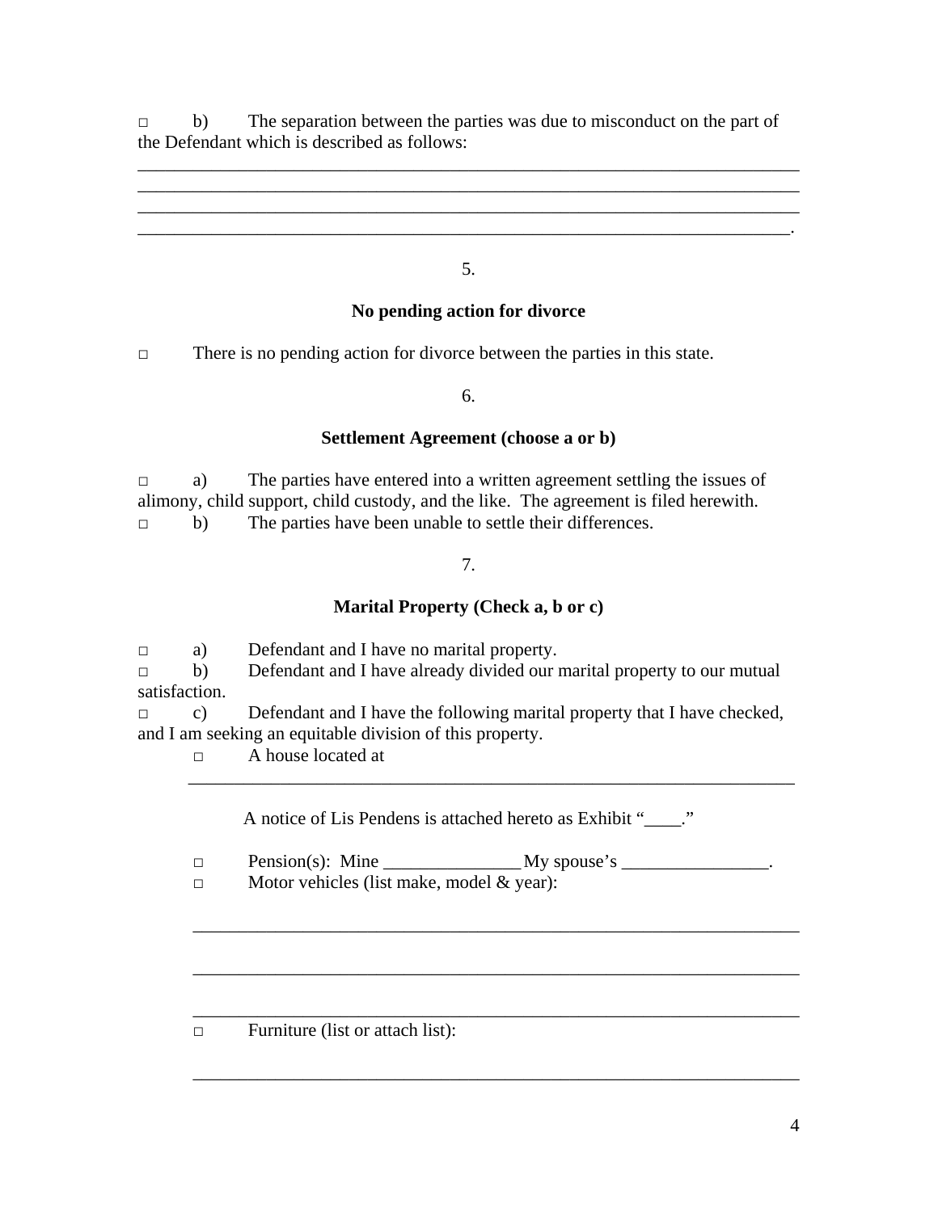□ b) The separation between the parties was due to misconduct on the part of the Defendant which is described as follows:

_____________________________________________________________________________
_____________________________________________________________________________
_____________________________________________________________________________
____________________________________________________________________________.

5.

**No pending action for divorce**

□ There is no pending action for divorce between the parties in this state.

6.

**Settlement Agreement (choose a or b)**

□ a) The parties have entered into a written agreement settling the issues of alimony, child support, child custody, and the like. The agreement is filed herewith.
□ b) The parties have been unable to settle their differences.

7.

**Marital Property (Check a, b or c)**

□ a) Defendant and I have no marital property.
□ b) Defendant and I have already divided our marital property to our mutual satisfaction.
□ c) Defendant and I have the following marital property that I have checked, and I am seeking an equitable division of this property.

□ A house located at
______________________________________________________________________

A notice of Lis Pendens is attached hereto as Exhibit "____."

□ Pension(s): Mine _______________ My spouse's ________________.
□ Motor vehicles (list make, model & year):

______________________________________________________________________

______________________________________________________________________

______________________________________________________________________
□ Furniture (list or attach list):

______________________________________________________________________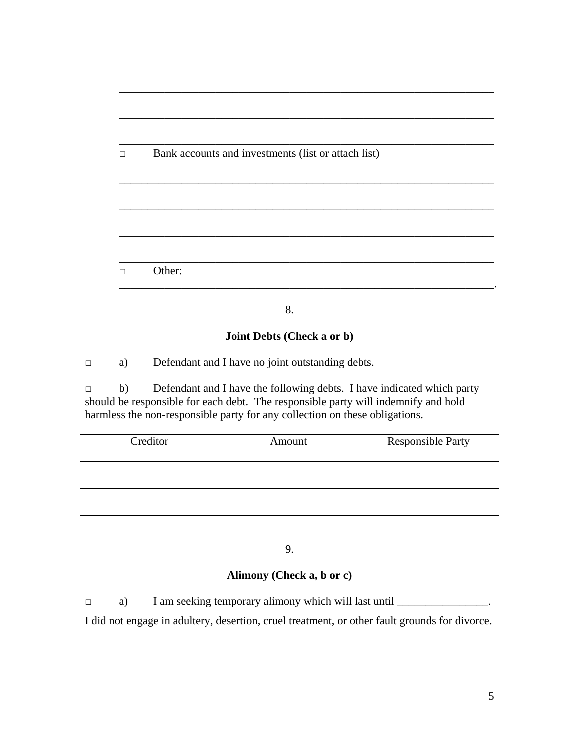\_\_\_\_\_\_\_\_\_\_\_\_\_\_\_\_\_\_\_\_\_\_\_\_\_\_\_\_\_\_\_\_\_\_\_\_\_\_\_\_\_\_\_\_\_\_\_\_\_\_\_\_\_\_\_\_\_\_\_\_\_\_\_\_\_\_\_\_

\_\_\_\_\_\_\_\_\_\_\_\_\_\_\_\_\_\_\_\_\_\_\_\_\_\_\_\_\_\_\_\_\_\_\_\_\_\_\_\_\_\_\_\_\_\_\_\_\_\_\_\_\_\_\_\_\_\_\_\_\_\_\_\_\_\_\_\_

\_\_\_\_\_\_\_\_\_\_\_\_\_\_\_\_\_\_\_\_\_\_\_\_\_\_\_\_\_\_\_\_\_\_\_\_\_\_\_\_\_\_\_\_\_\_\_\_\_\_\_\_\_\_\_\_\_\_\_\_\_\_\_\_\_\_\_\_

□ Bank accounts and investments (list or attach list)

\_\_\_\_\_\_\_\_\_\_\_\_\_\_\_\_\_\_\_\_\_\_\_\_\_\_\_\_\_\_\_\_\_\_\_\_\_\_\_\_\_\_\_\_\_\_\_\_\_\_\_\_\_\_\_\_\_\_\_\_\_\_\_\_\_\_\_\_

\_\_\_\_\_\_\_\_\_\_\_\_\_\_\_\_\_\_\_\_\_\_\_\_\_\_\_\_\_\_\_\_\_\_\_\_\_\_\_\_\_\_\_\_\_\_\_\_\_\_\_\_\_\_\_\_\_\_\_\_\_\_\_\_\_\_\_\_

\_\_\_\_\_\_\_\_\_\_\_\_\_\_\_\_\_\_\_\_\_\_\_\_\_\_\_\_\_\_\_\_\_\_\_\_\_\_\_\_\_\_\_\_\_\_\_\_\_\_\_\_\_\_\_\_\_\_\_\_\_\_\_\_\_\_\_\_

\_\_\_\_\_\_\_\_\_\_\_\_\_\_\_\_\_\_\_\_\_\_\_\_\_\_\_\_\_\_\_\_\_\_\_\_\_\_\_\_\_\_\_\_\_\_\_\_\_\_\_\_\_\_\_\_\_\_\_\_\_\_\_\_\_\_\_\_

□ Other: \_\_\_\_\_\_\_\_\_\_\_\_\_\_\_\_\_\_\_\_\_\_\_\_\_\_\_\_\_\_\_\_\_\_\_\_\_\_\_\_\_\_\_\_\_\_\_\_\_\_\_\_\_\_\_\_\_\_\_\_\_\_\_\_\_\_\_\_.

8.

**Joint Debts (Check a or b)**

□ a) Defendant and I have no joint outstanding debts.

□ b) Defendant and I have the following debts. I have indicated which party should be responsible for each debt. The responsible party will indemnify and hold harmless the non-responsible party for any collection on these obligations.

| Creditor | Amount | Responsible Party |
|---|---|---|
| | | |
| | | |
| | | |
| | | |
| | | |
| | | |

9.

**Alimony (Check a, b or c)**

□ a) I am seeking temporary alimony which will last until \_\_\_\_\_\_\_\_\_\_\_\_\_\_\_\_.

I did not engage in adultery, desertion, cruel treatment, or other fault grounds for divorce.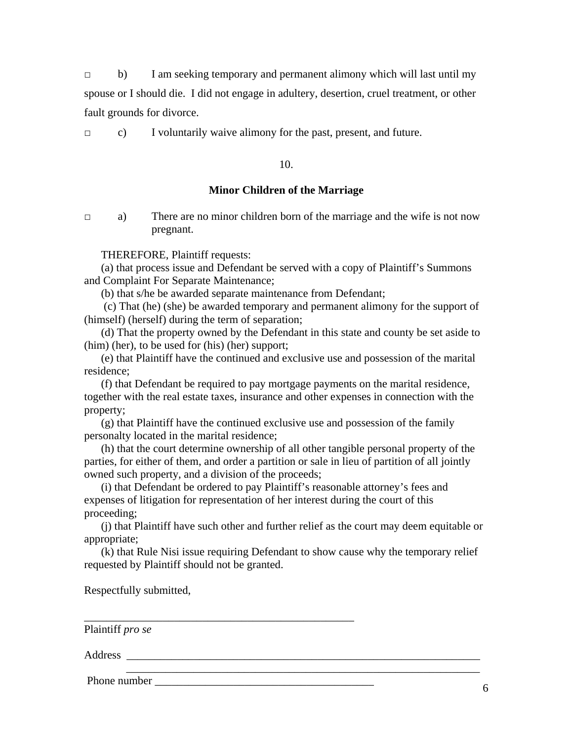□ b) I am seeking temporary and permanent alimony which will last until my spouse or I should die. I did not engage in adultery, desertion, cruel treatment, or other fault grounds for divorce.

□ c) I voluntarily waive alimony for the past, present, and future.

10.

**Minor Children of the Marriage**

□ a) There are no minor children born of the marriage and the wife is not now pregnant.

THEREFORE, Plaintiff requests:

(a) that process issue and Defendant be served with a copy of Plaintiff's Summons and Complaint For Separate Maintenance;

(b) that s/he be awarded separate maintenance from Defendant;

(c) That (he) (she) be awarded temporary and permanent alimony for the support of (himself) (herself) during the term of separation;

(d) That the property owned by the Defendant in this state and county be set aside to (him) (her), to be used for (his) (her) support;

(e) that Plaintiff have the continued and exclusive use and possession of the marital residence;

(f) that Defendant be required to pay mortgage payments on the marital residence, together with the real estate taxes, insurance and other expenses in connection with the property;

(g) that Plaintiff have the continued exclusive use and possession of the family personalty located in the marital residence;

(h) that the court determine ownership of all other tangible personal property of the parties, for either of them, and order a partition or sale in lieu of partition of all jointly owned such property, and a division of the proceeds;

(i) that Defendant be ordered to pay Plaintiff's reasonable attorney's fees and expenses of litigation for representation of her interest during the court of this proceeding;

(j) that Plaintiff have such other and further relief as the court may deem equitable or appropriate;

(k) that Rule Nisi issue requiring Defendant to show cause why the temporary relief requested by Plaintiff should not be granted.

Respectfully submitted,

__________________________________________________

Plaintiff *pro se*

Address ____________________________________________________________________

____________________________________________________________________

Phone number ________________________________________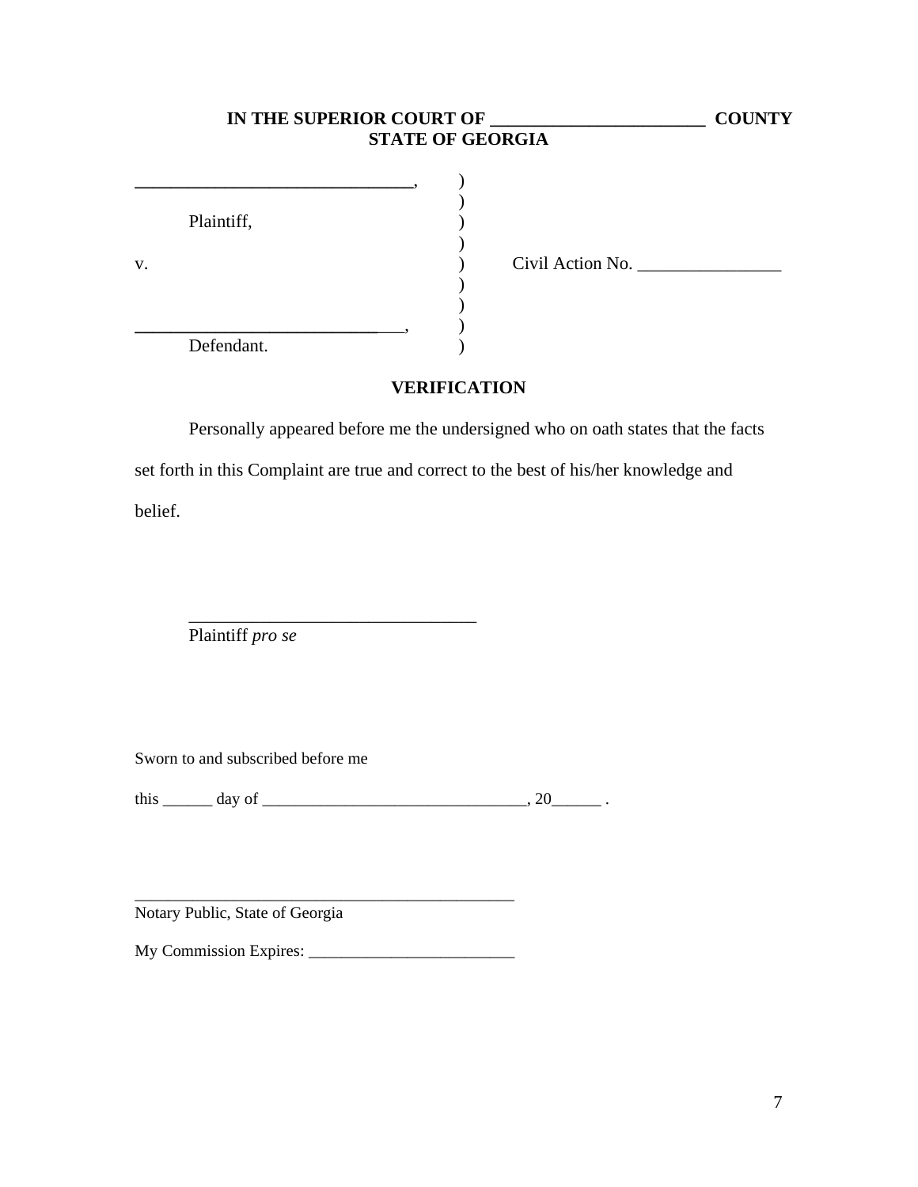**IN THE SUPERIOR COURT OF ________________________ COUNTY**
**STATE OF GEORGIA**

| | | |
|---|---|---|
| ______________________________, | ) | |
| | ) | |
| Plaintiff, | ) | |
| | ) | |
| v. | ) | Civil Action No. ________________ |
| | ) | |
| | ) | |
| ______________________________, | ) | |
| Defendant. | ) | |

## VERIFICATION

Personally appeared before me the undersigned who on oath states that the facts set forth in this Complaint are true and correct to the best of his/her knowledge and belief.

________________________________
Plaintiff *pro se*

Sworn to and subscribed before me

this ______ day of ________________________________, 20______ .

_______________________________________________
Notary Public, State of Georgia

My Commission Expires: _________________________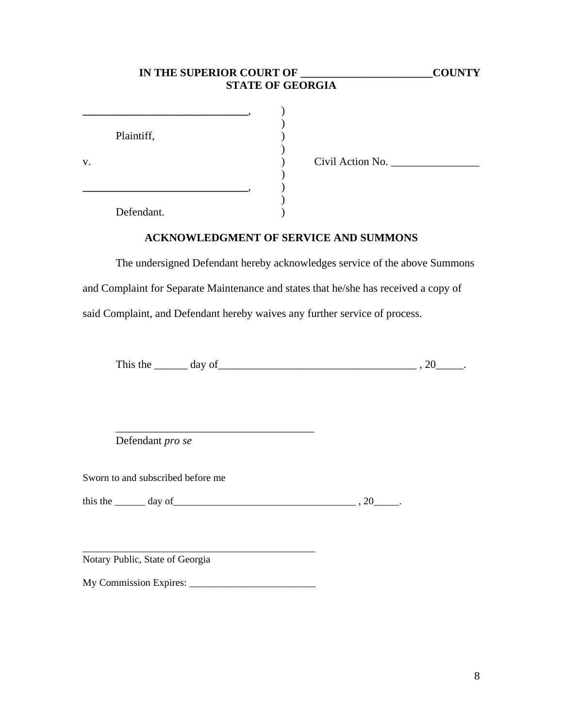**IN THE SUPERIOR COURT OF ________________________COUNTY**
**STATE OF GEORGIA**

| | | |
|---|---|---|
| ______________________________, | ) | |
| | ) | |
| Plaintiff, | ) | |
| | ) | |
| v. | ) | Civil Action No. ________________ |
| | ) | |
| ______________________________, | ) | |
| | ) | |
| Defendant. | ) | |

**ACKNOWLEDGMENT OF SERVICE AND SUMMONS**

The undersigned Defendant hereby acknowledges service of the above Summons and Complaint for Separate Maintenance and states that he/she has received a copy of said Complaint, and Defendant hereby waives any further service of process.

This the ______ day of____________________________________ , 20_____.

_____________________________________
Defendant *pro se*

Sworn to and subscribed before me

this the ______ day of____________________________________ , 20_____.

_____________________________________________
Notary Public, State of Georgia

My Commission Expires: _________________________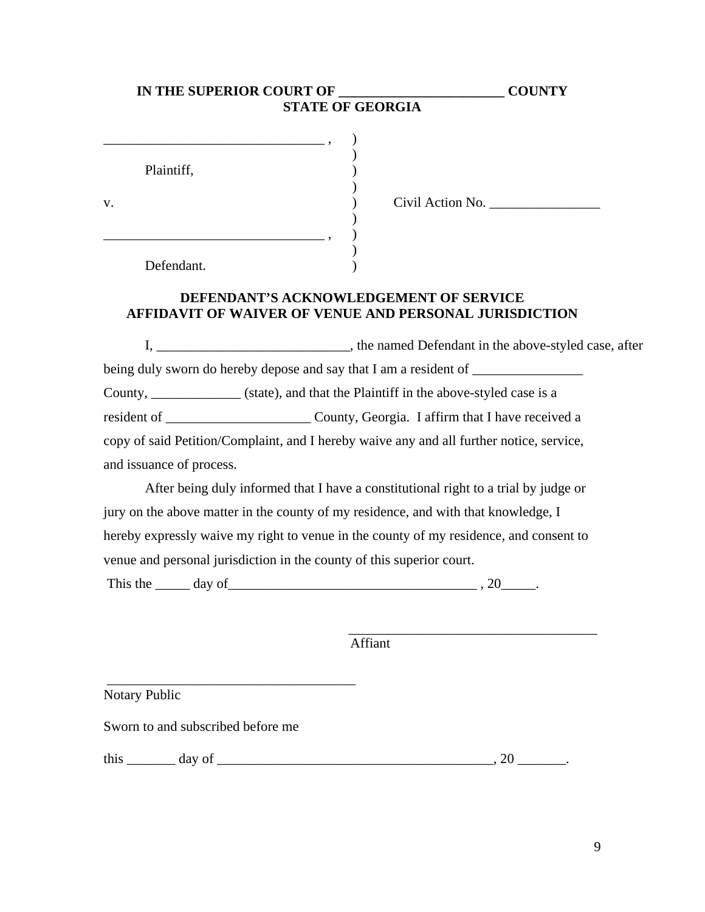**IN THE SUPERIOR COURT OF _______________________ COUNTY**
**STATE OF GEORGIA**

_______________________________ ,  )
)
Plaintiff,  )
)
v.  )  Civil Action No. ________________
)
_______________________________ ,  )
)
Defendant.  )

**DEFENDANT'S ACKNOWLEDGEMENT OF SERVICE**
**AFFIDAVIT OF WAIVER OF VENUE AND PERSONAL JURISDICTION**

I, ____________________________, the named Defendant in the above-styled case, after being duly sworn do hereby depose and say that I am a resident of ________________ County, _____________ (state), and that the Plaintiff in the above-styled case is a resident of _____________________ County, Georgia. I affirm that I have received a copy of said Petition/Complaint, and I hereby waive any and all further notice, service, and issuance of process.

After being duly informed that I have a constitutional right to a trial by judge or jury on the above matter in the county of my residence, and with that knowledge, I hereby expressly waive my right to venue in the county of my residence, and consent to venue and personal jurisdiction in the county of this superior court.

This the _____ day of____________________________________ , 20_____.

____________________________________
Affiant

____________________________________
Notary Public

Sworn to and subscribed before me

this _______ day of ________________________________________, 20 _______.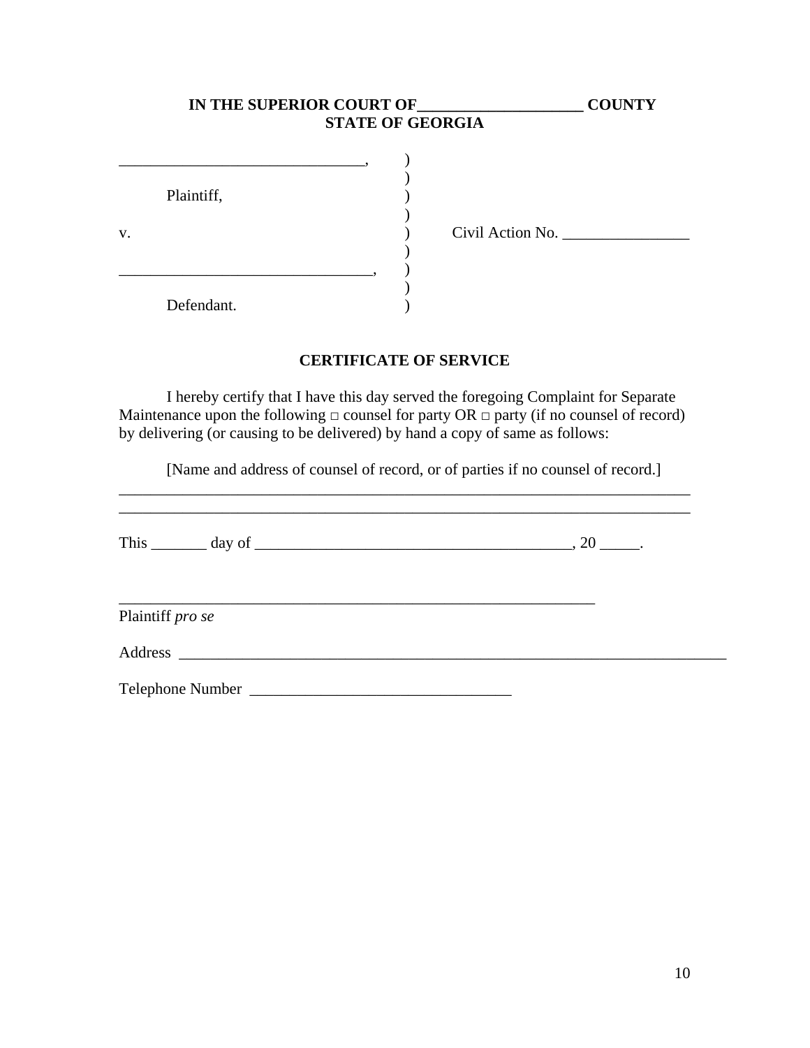**IN THE SUPERIOR COURT OF____________________ COUNTY**
**STATE OF GEORGIA**

______________________________, )
)
Plaintiff, )
)
v. ) Civil Action No. ________________
)
_______________________________, )
)
Defendant. )

## CERTIFICATE OF SERVICE

I hereby certify that I have this day served the foregoing Complaint for Separate Maintenance upon the following □ counsel for party OR □ party (if no counsel of record) by delivering (or causing to be delivered) by hand a copy of same as follows:

[Name and address of counsel of record, or of parties if no counsel of record.]

___________________________________________________________________________

___________________________________________________________________________

This _______ day of ________________________________________, 20 _____.

______________________________________________________________

Plaintiff *pro se*

Address ________________________________________________________________________

Telephone Number _________________________________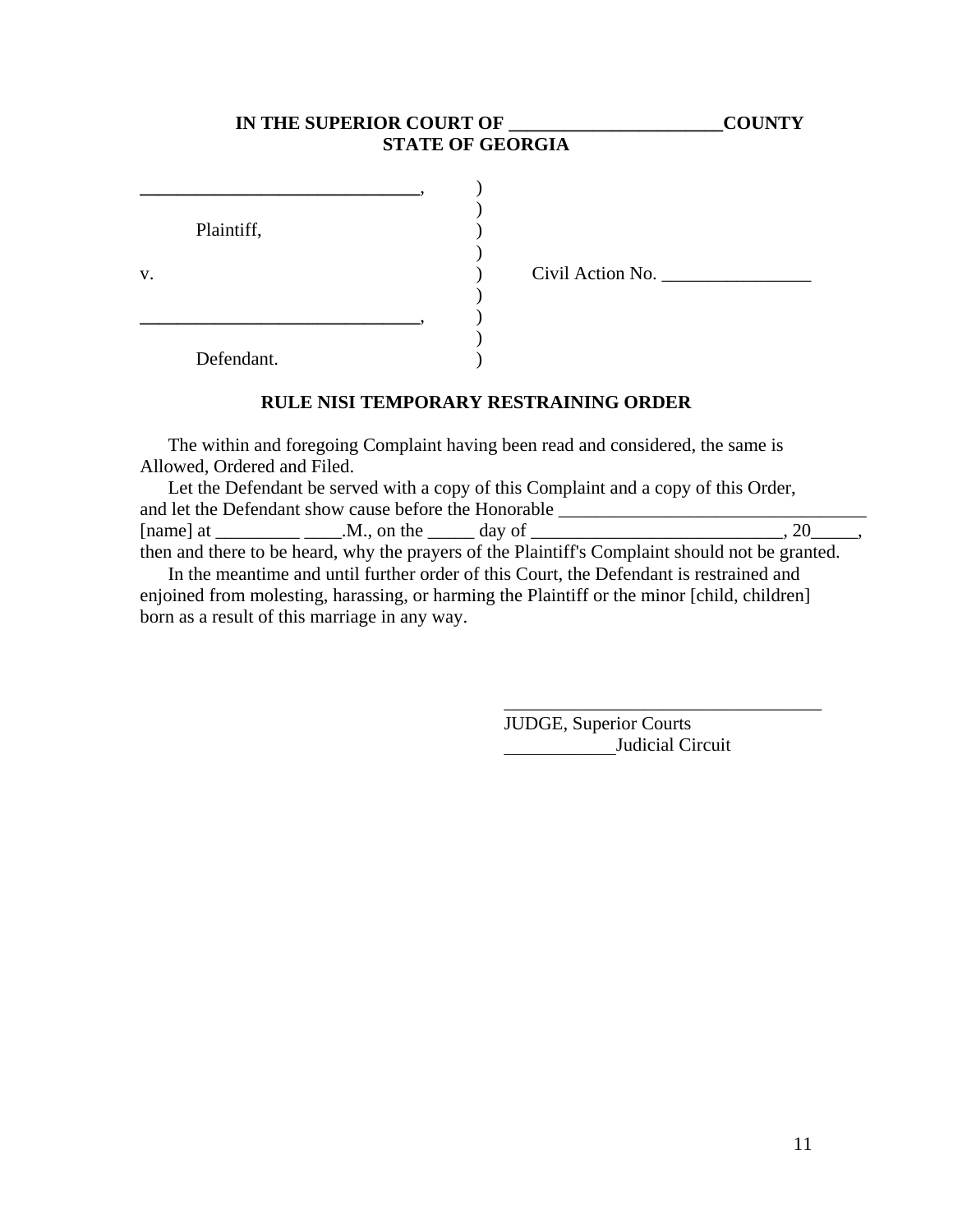**IN THE SUPERIOR COURT OF ______________________COUNTY**
**STATE OF GEORGIA**

| | | |
|---|---|---|
| ______________________________, | ) | |
| | ) | |
| Plaintiff, | ) | |
| | ) | |
| v. | ) | Civil Action No. ________________ |
| | ) | |
| ______________________________, | ) | |
| | ) | |
| Defendant. | ) | |

## RULE NISI TEMPORARY RESTRAINING ORDER

The within and foregoing Complaint having been read and considered, the same is Allowed, Ordered and Filed.

Let the Defendant be served with a copy of this Complaint and a copy of this Order, and let the Defendant show cause before the Honorable __________________________________ [name] at _________ ____.M., on the _____ day of ___________________________, 20_____, then and there to be heard, why the prayers of the Plaintiff's Complaint should not be granted.

In the meantime and until further order of this Court, the Defendant is restrained and enjoined from molesting, harassing, or harming the Plaintiff or the minor [child, children] born as a result of this marriage in any way.

__________________________________
JUDGE, Superior Courts
____________Judicial Circuit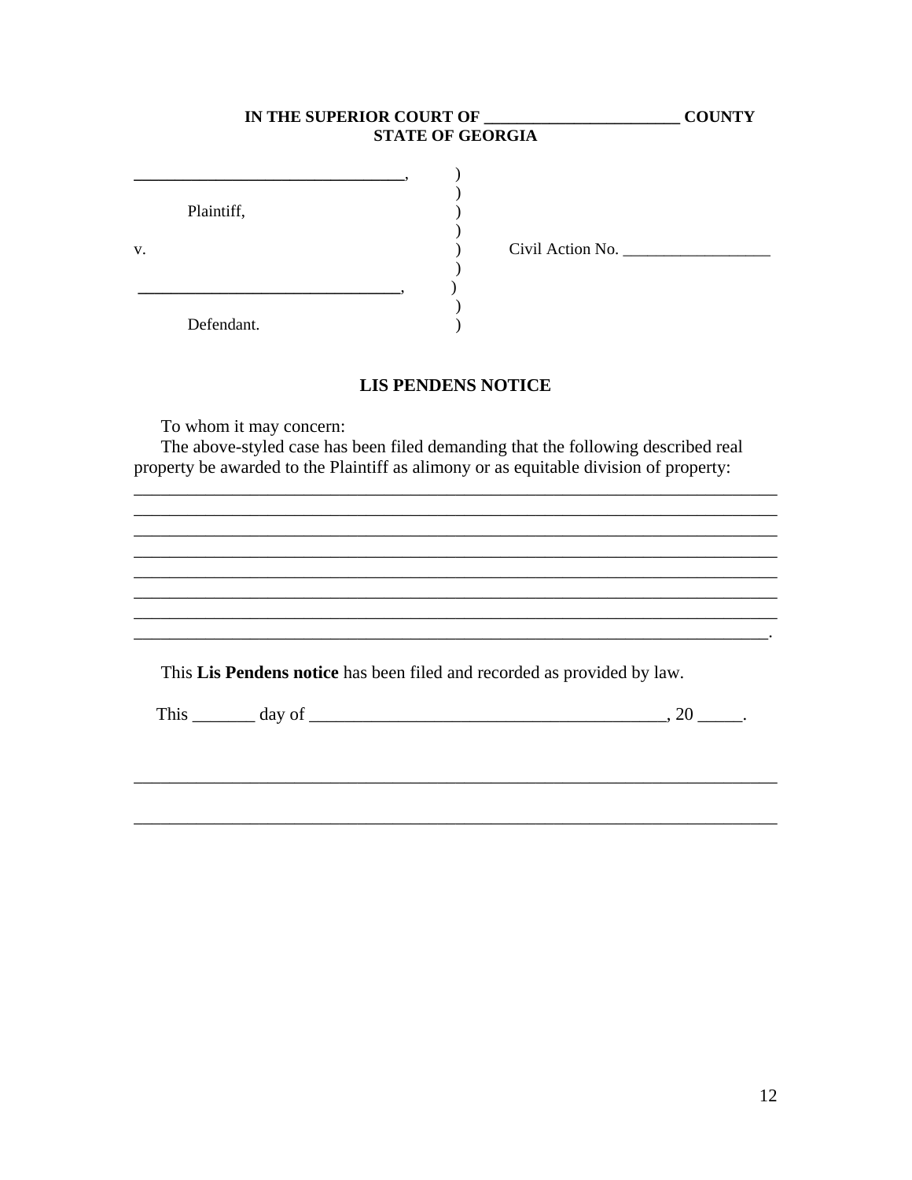**IN THE SUPERIOR COURT OF ________________________ COUNTY**
**STATE OF GEORGIA**

________________________________,
Plaintiff,

v.                                                    Civil Action No. __________________

________________________________,
Defendant.

## LIS PENDENS NOTICE

To whom it may concern:

The above-styled case has been filed demanding that the following described real property be awarded to the Plaintiff as alimony or as equitable division of property:

__________________________________________________________________________
__________________________________________________________________________
__________________________________________________________________________
__________________________________________________________________________
__________________________________________________________________________
__________________________________________________________________________
__________________________________________________________________________
_________________________________________________________________________.

This **Lis Pendens notice** has been filed and recorded as provided by law.

This _______ day of ________________________________________, 20 _____.

__________________________________________________________________________

__________________________________________________________________________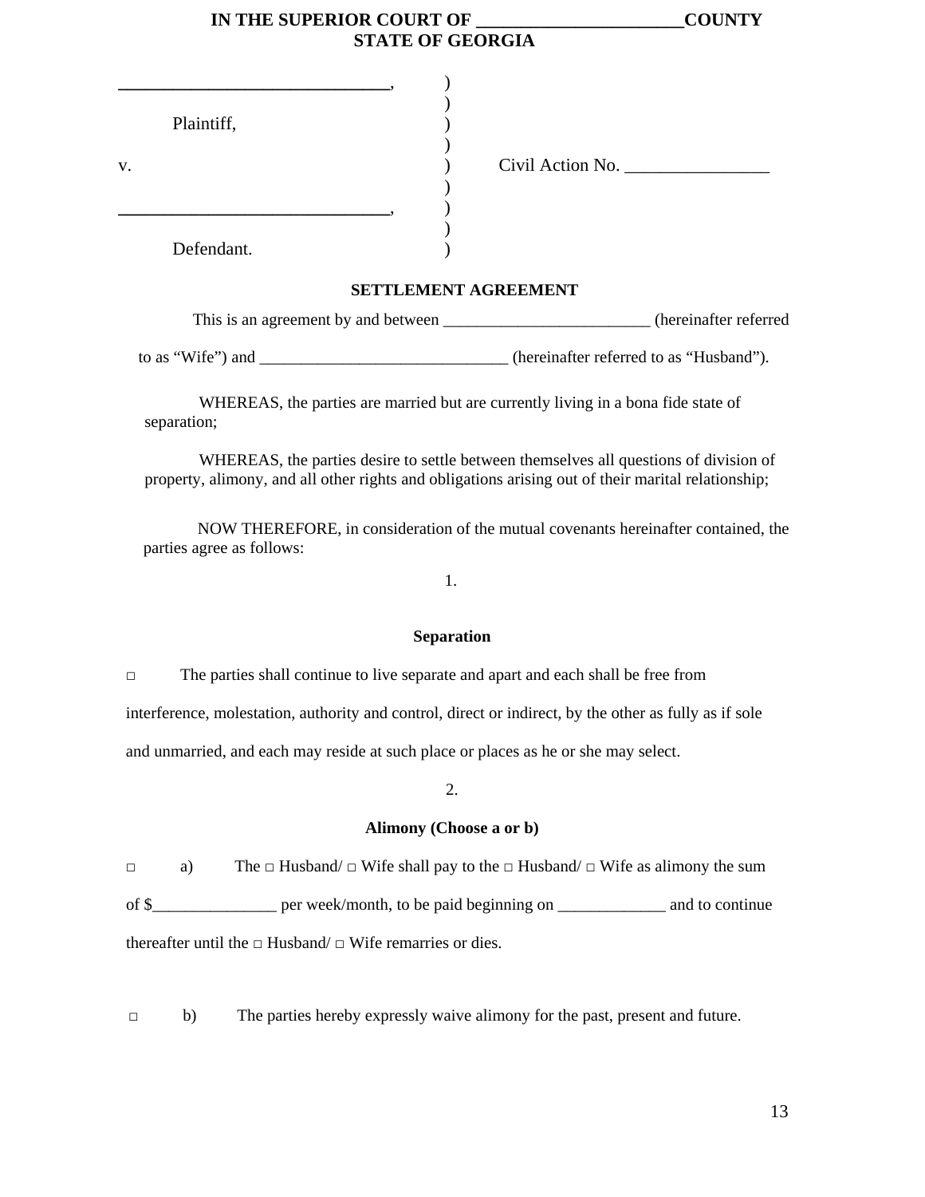**IN THE SUPERIOR COURT OF _______________________COUNTY**
**STATE OF GEORGIA**

| | | |
|---|---|---|
| ______________________________, | ) | |
| | ) | |
| Plaintiff, | ) | |
| | ) | |
| v. | ) | Civil Action No. ________________ |
| | ) | |
| ______________________________, | ) | |
| | ) | |
| Defendant. | ) | |

**SETTLEMENT AGREEMENT**

This is an agreement by and between _________________________ (hereinafter referred to as "Wife") and ______________________________ (hereinafter referred to as "Husband").

WHEREAS, the parties are married but are currently living in a bona fide state of separation;

WHEREAS, the parties desire to settle between themselves all questions of division of property, alimony, and all other rights and obligations arising out of their marital relationship;

NOW THEREFORE, in consideration of the mutual covenants hereinafter contained, the parties agree as follows:

1.

**Separation**

□ The parties shall continue to live separate and apart and each shall be free from interference, molestation, authority and control, direct or indirect, by the other as fully as if sole and unmarried, and each may reside at such place or places as he or she may select.

2.

**Alimony (Choose a or b)**

□ a) The □ Husband/ □ Wife shall pay to the □ Husband/ □ Wife as alimony the sum of $_______________ per week/month, to be paid beginning on _____________ and to continue thereafter until the □ Husband/ □ Wife remarries or dies.

□ b) The parties hereby expressly waive alimony for the past, present and future.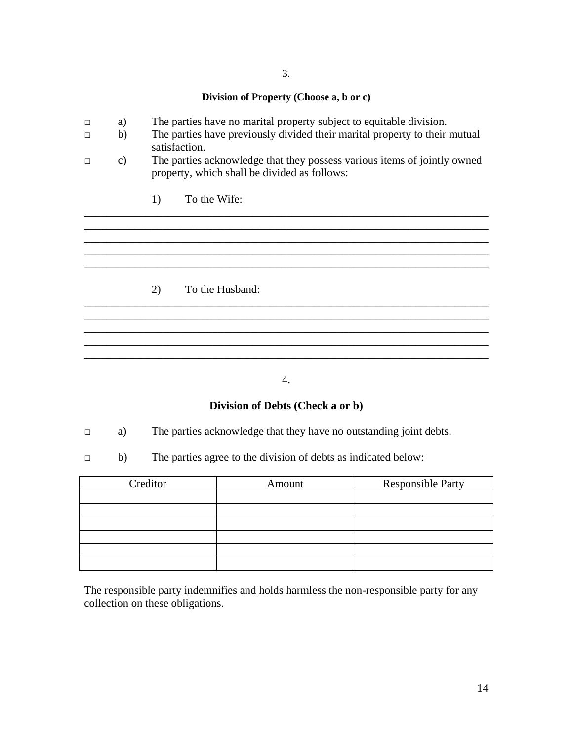3.

**Division of Property (Choose a, b or c)**

□ a) The parties have no marital property subject to equitable division.

□ b) The parties have previously divided their marital property to their mutual satisfaction.

□ c) The parties acknowledge that they possess various items of jointly owned property, which shall be divided as follows:

1) To the Wife:

_____________________________________________________________________________
_____________________________________________________________________________
_____________________________________________________________________________
_____________________________________________________________________________
_____________________________________________________________________________

2) To the Husband:

_____________________________________________________________________________
_____________________________________________________________________________
_____________________________________________________________________________
_____________________________________________________________________________
_____________________________________________________________________________

4.

**Division of Debts (Check a or b)**

□ a) The parties acknowledge that they have no outstanding joint debts.

□ b) The parties agree to the division of debts as indicated below:

| Creditor | Amount | Responsible Party |
|---|---|---|
| | | |
| | | |
| | | |
| | | |
| | | |
| | | |

The responsible party indemnifies and holds harmless the non-responsible party for any collection on these obligations.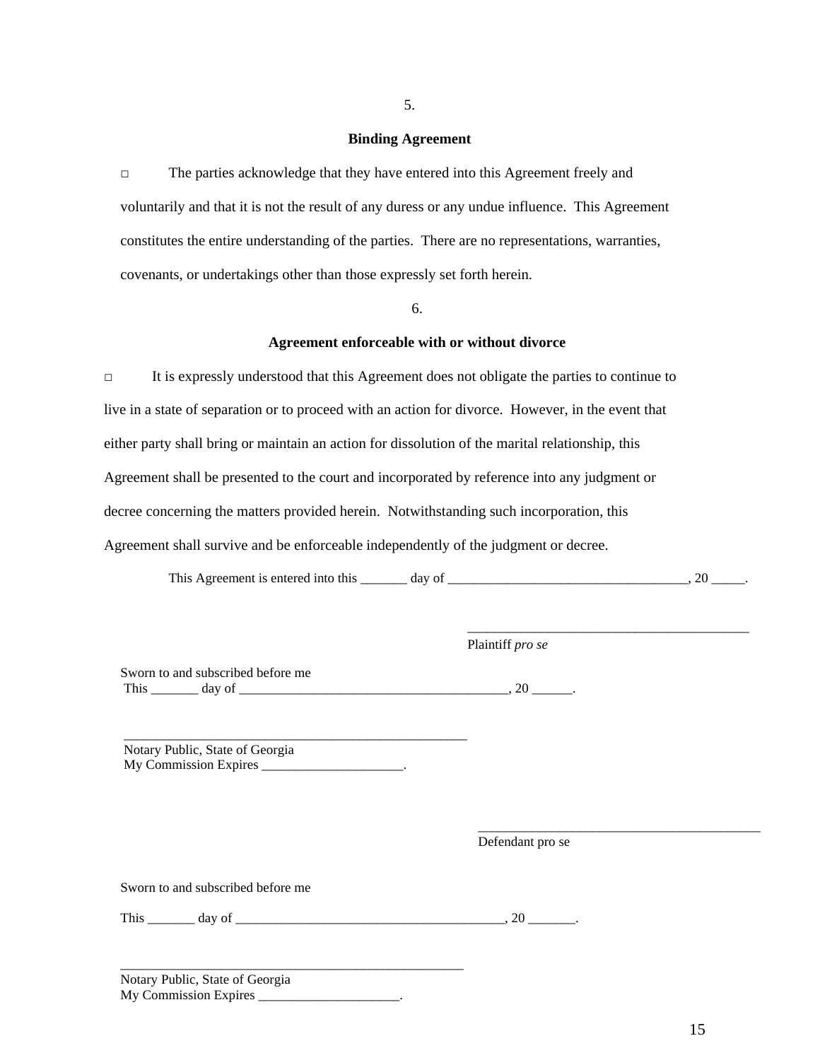5.

**Binding Agreement**

□ The parties acknowledge that they have entered into this Agreement freely and voluntarily and that it is not the result of any duress or any undue influence. This Agreement constitutes the entire understanding of the parties. There are no representations, warranties, covenants, or undertakings other than those expressly set forth herein.

6.

**Agreement enforceable with or without divorce**

□ It is expressly understood that this Agreement does not obligate the parties to continue to live in a state of separation or to proceed with an action for divorce. However, in the event that either party shall bring or maintain an action for dissolution of the marital relationship, this Agreement shall be presented to the court and incorporated by reference into any judgment or decree concerning the matters provided herein. Notwithstanding such incorporation, this Agreement shall survive and be enforceable independently of the judgment or decree.

This Agreement is entered into this _______ day of ___________________________________, 20 _____.

___________________________________________
Plaintiff *pro se*

Sworn to and subscribed before me
This _______ day of ________________________________________, 20 ______.

_____________________________________________________
Notary Public, State of Georgia
My Commission Expires _____________________.

___________________________________________
Defendant pro se

Sworn to and subscribed before me

This _______ day of ________________________________________, 20 _______.

_____________________________________________________
Notary Public, State of Georgia
My Commission Expires _____________________.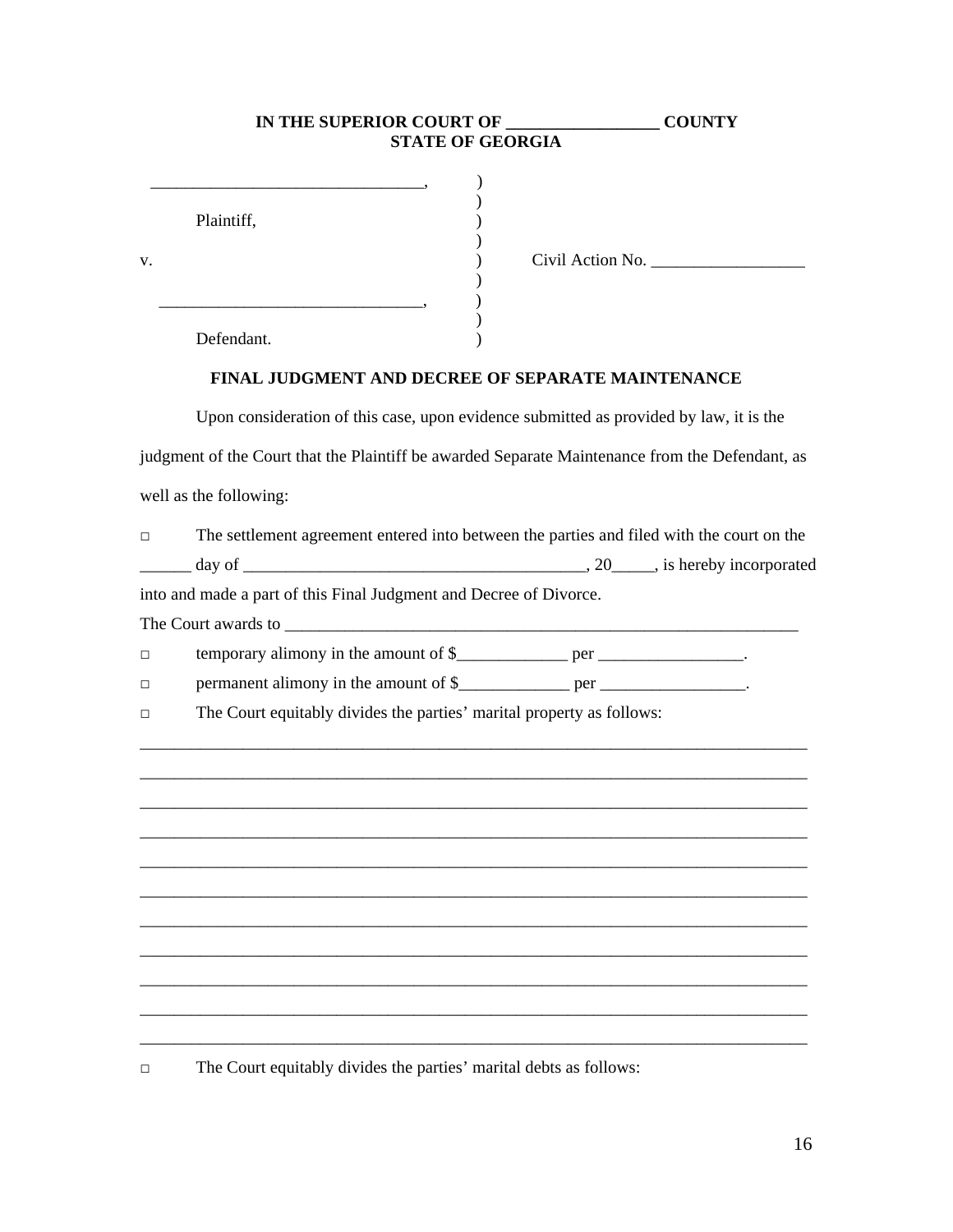**IN THE SUPERIOR COURT OF __________________ COUNTY**
**STATE OF GEORGIA**

________________________________, )
)
Plaintiff, )
)
v. ) Civil Action No. __________________
)
_______________________________, )
)
Defendant. )

**FINAL JUDGMENT AND DECREE OF SEPARATE MAINTENANCE**

Upon consideration of this case, upon evidence submitted as provided by law, it is the judgment of the Court that the Plaintiff be awarded Separate Maintenance from the Defendant, as well as the following:

□ The settlement agreement entered into between the parties and filed with the court on the ______ day of ________________________________________, 20_____, is hereby incorporated into and made a part of this Final Judgment and Decree of Divorce.

The Court awards to _______________________________________________________________

□ temporary alimony in the amount of $_____________ per _________________.

□ permanent alimony in the amount of $_____________ per _________________.

□ The Court equitably divides the parties' marital property as follows:

_________________________________________________________________________________
_________________________________________________________________________________
_________________________________________________________________________________
_________________________________________________________________________________
_________________________________________________________________________________
_________________________________________________________________________________
_________________________________________________________________________________
_________________________________________________________________________________
_________________________________________________________________________________
_________________________________________________________________________________
_________________________________________________________________________________

□ The Court equitably divides the parties' marital debts as follows: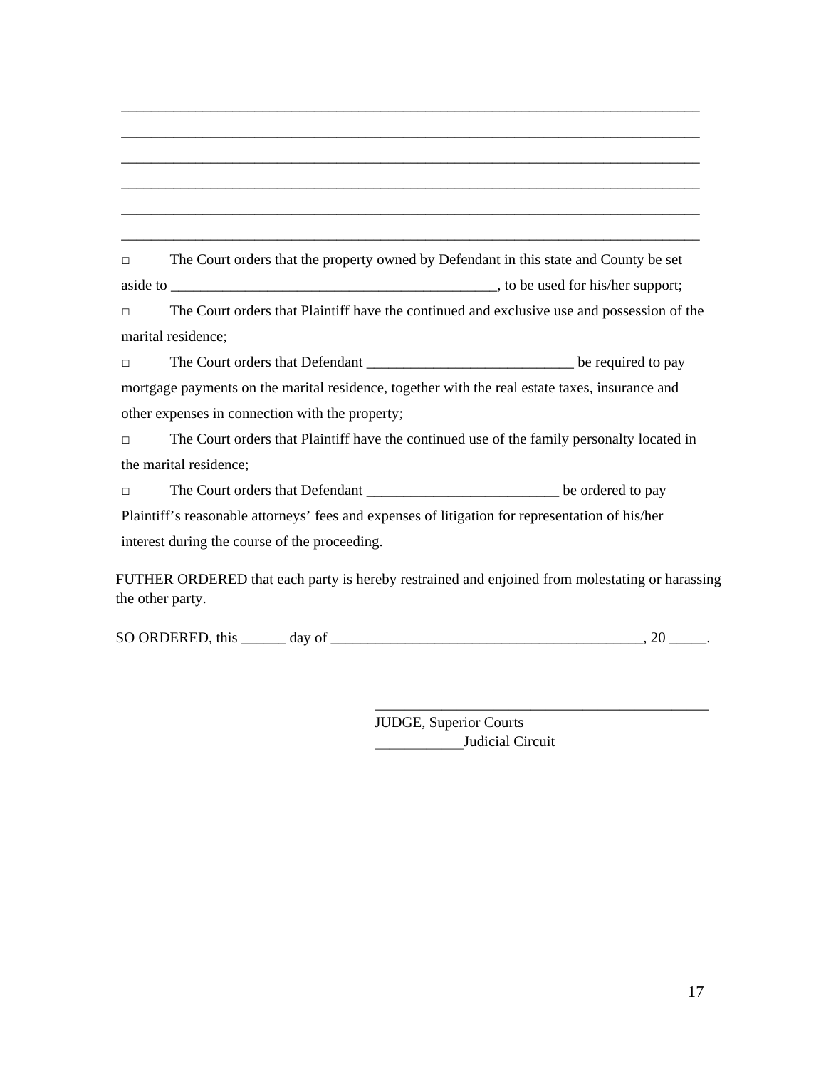______________________________________________________________________________
______________________________________________________________________________
______________________________________________________________________________
______________________________________________________________________________
______________________________________________________________________________
______________________________________________________________________________

□ The Court orders that the property owned by Defendant in this state and County be set aside to _____________________________________________, to be used for his/her support;

□ The Court orders that Plaintiff have the continued and exclusive use and possession of the marital residence;

□ The Court orders that Defendant ____________________________ be required to pay mortgage payments on the marital residence, together with the real estate taxes, insurance and other expenses in connection with the property;

□ The Court orders that Plaintiff have the continued use of the family personalty located in the marital residence;

□ The Court orders that Defendant __________________________ be ordered to pay Plaintiff's reasonable attorneys' fees and expenses of litigation for representation of his/her interest during the course of the proceeding.

FUTHER ORDERED that each party is hereby restrained and enjoined from molestating or harassing the other party.

SO ORDERED, this ______ day of ___________________________________________, 20 _____.

_____________________________________________
JUDGE, Superior Courts
____________Judicial Circuit